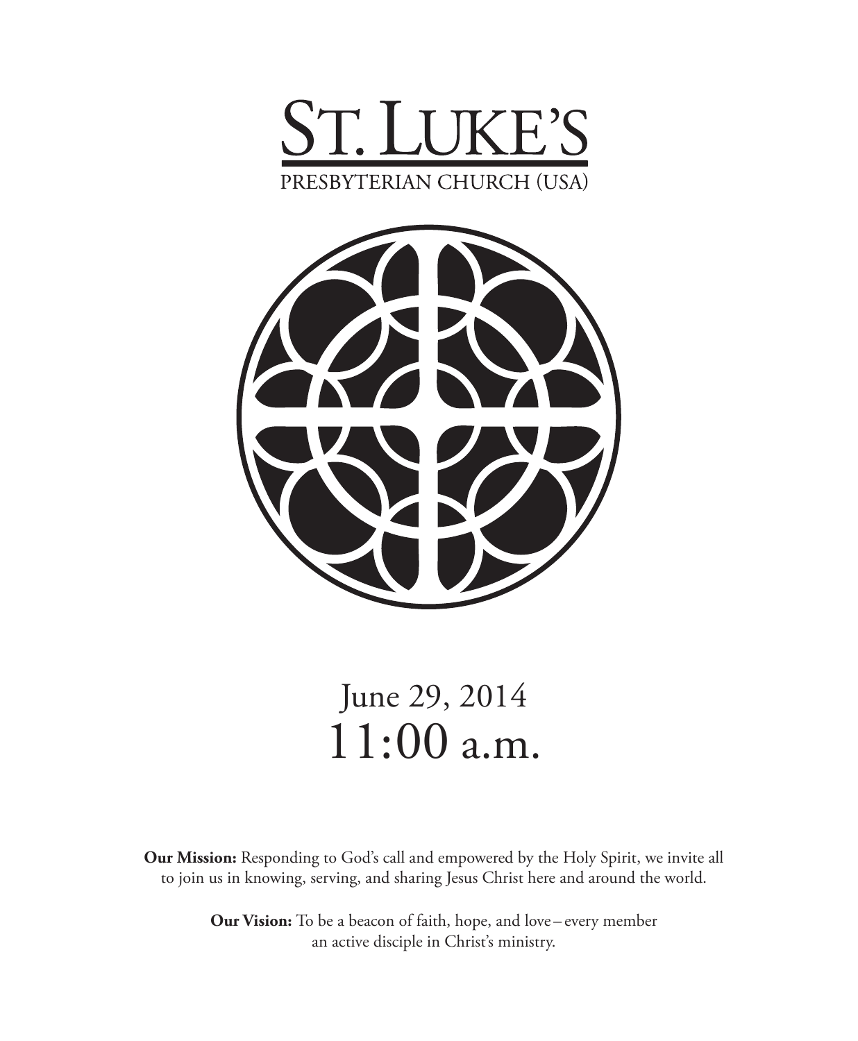# ST. LUKE'S

PRESBYTERIAN CHURCH (USA)

June 29, 2014

11:00 a.m.

**Our Mission:** Responding to God's call and empowered by the Holy Spirit, we invite all to join us in knowing, serving, and sharing Jesus Christ here and around the world.

**Our Vision:** To be a beacon of faith, hope, and love – every member an active disciple in Christ's ministry.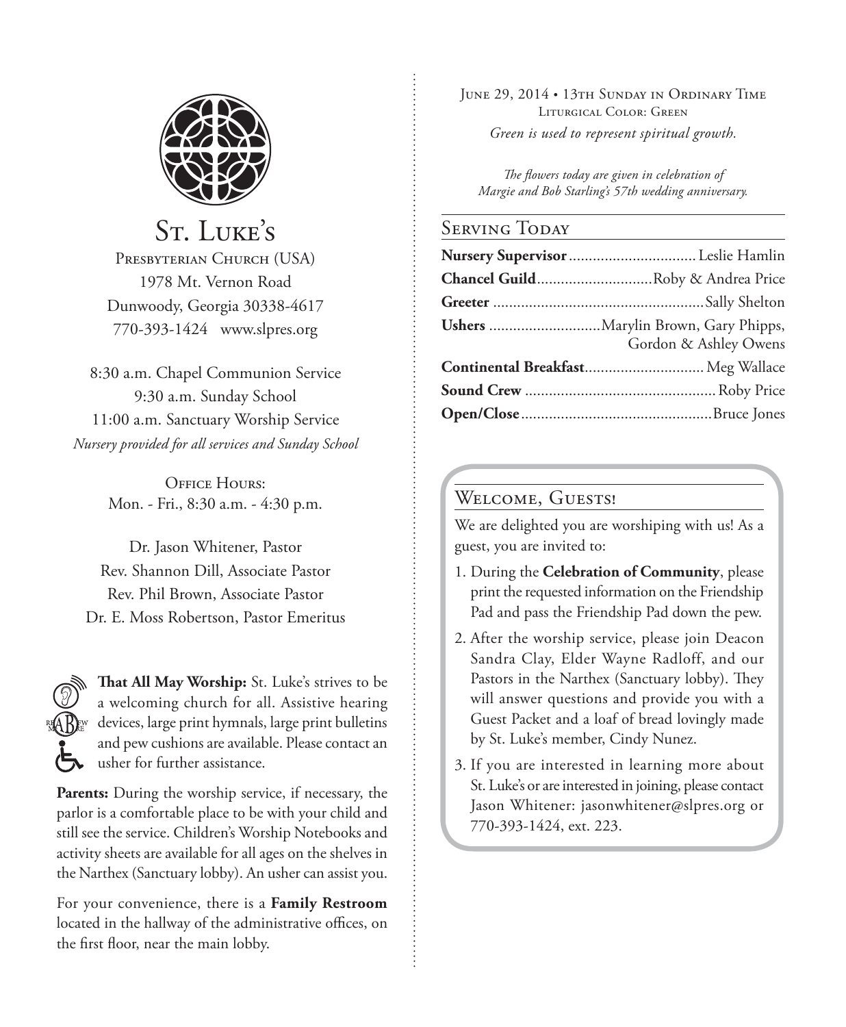# St. Luke's

Presbyterian Church (USA)
1978 Mt. Vernon Road
Dunwoody, Georgia 30338-4617
770-393-1424 www.slpres.org

8:30 a.m. Chapel Communion Service
9:30 a.m. Sunday School
11:00 a.m. Sanctuary Worship Service
*Nursery provided for all services and Sunday School*

Office Hours:
Mon. - Fri., 8:30 a.m. - 4:30 p.m.

Dr. Jason Whitener, Pastor
Rev. Shannon Dill, Associate Pastor
Rev. Phil Brown, Associate Pastor
Dr. E. Moss Robertson, Pastor Emeritus

**That All May Worship:** St. Luke's strives to be a welcoming church for all. Assistive hearing devices, large print hymnals, large print bulletins and pew cushions are available. Please contact an usher for further assistance.

**Parents:** During the worship service, if necessary, the parlor is a comfortable place to be with your child and still see the service. Children's Worship Notebooks and activity sheets are available for all ages on the shelves in the Narthex (Sanctuary lobby). An usher can assist you.

For your convenience, there is a **Family Restroom** located in the hallway of the administrative offices, on the first floor, near the main lobby.

June 29, 2014 • 13th Sunday in Ordinary Time
Liturgical Color: Green
*Green is used to represent spiritual growth.*

*The flowers today are given in celebration of Margie and Bob Starling's 57th wedding anniversary.*

## Serving Today

**Nursery Supervisor** ... Leslie Hamlin
**Chancel Guild** ... Roby & Andrea Price
**Greeter** ... Sally Shelton
**Ushers** ... Marylin Brown, Gary Phipps, Gordon & Ashley Owens
**Continental Breakfast** ... Meg Wallace
**Sound Crew** ... Roby Price
**Open/Close** ... Bruce Jones

## Welcome, Guests!

We are delighted you are worshiping with us! As a guest, you are invited to:

1. During the **Celebration of Community**, please print the requested information on the Friendship Pad and pass the Friendship Pad down the pew.
2. After the worship service, please join Deacon Sandra Clay, Elder Wayne Radloff, and our Pastors in the Narthex (Sanctuary lobby). They will answer questions and provide you with a Guest Packet and a loaf of bread lovingly made by St. Luke's member, Cindy Nunez.
3. If you are interested in learning more about St. Luke's or are interested in joining, please contact Jason Whitener: jasonwhitener@slpres.org or 770-393-1424, ext. 223.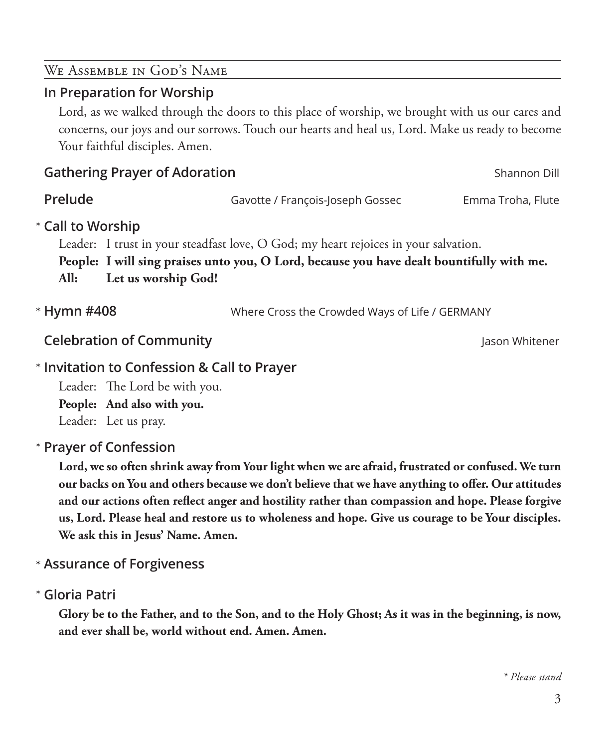## We Assemble in God's Name

### In Preparation for Worship

Lord, as we walked through the doors to this place of worship, we brought with us our cares and concerns, our joys and our sorrows. Touch our hearts and heal us, Lord. Make us ready to become Your faithful disciples. Amen.

### Gathering Prayer of Adoration

Shannon Dill

### Prelude

Gavotte / François-Joseph Gossec — Emma Troha, Flute

### * Call to Worship

Leader: I trust in your steadfast love, O God; my heart rejoices in your salvation.

**People: I will sing praises unto you, O Lord, because you have dealt bountifully with me.**

**All: Let us worship God!**

### * Hymn #408

Where Cross the Crowded Ways of Life / GERMANY

### Celebration of Community

Jason Whitener

### * Invitation to Confession & Call to Prayer

Leader: The Lord be with you.

**People: And also with you.**

Leader: Let us pray.

### * Prayer of Confession

**Lord, we so often shrink away from Your light when we are afraid, frustrated or confused. We turn our backs on You and others because we don't believe that we have anything to offer. Our attitudes and our actions often reflect anger and hostility rather than compassion and hope. Please forgive us, Lord. Please heal and restore us to wholeness and hope. Give us courage to be Your disciples. We ask this in Jesus' Name. Amen.**

### * Assurance of Forgiveness

### * Gloria Patri

**Glory be to the Father, and to the Son, and to the Holy Ghost; As it was in the beginning, is now, and ever shall be, world without end. Amen. Amen.**

*\* Please stand*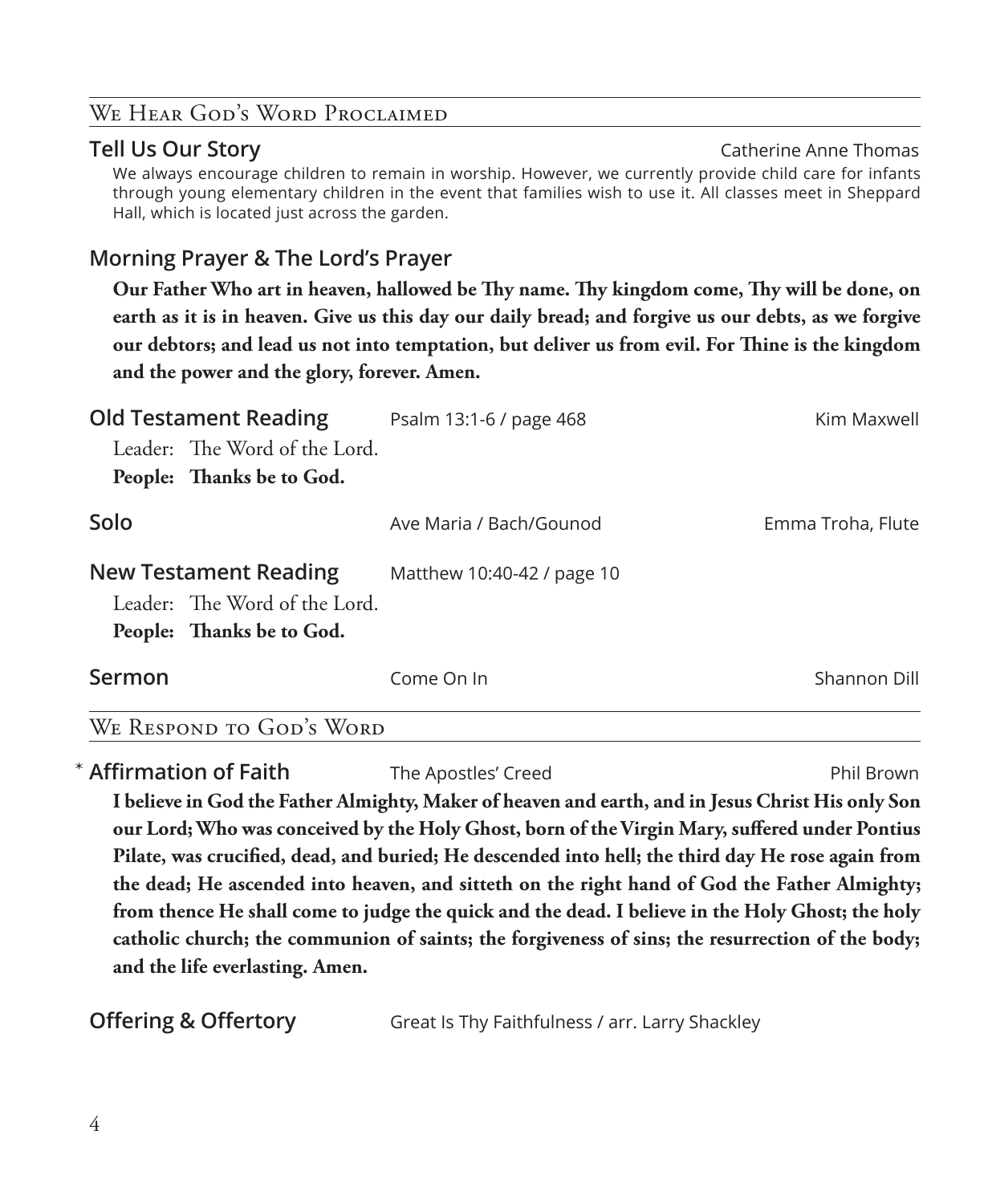## We Hear God's Word Proclaimed

**Tell Us Our Story** — Catherine Anne Thomas

We always encourage children to remain in worship. However, we currently provide child care for infants through young elementary children in the event that families wish to use it. All classes meet in Sheppard Hall, which is located just across the garden.

**Morning Prayer & The Lord's Prayer**

**Our Father Who art in heaven, hallowed be Thy name. Thy kingdom come, Thy will be done, on earth as it is in heaven. Give us this day our daily bread; and forgive us our debts, as we forgive our debtors; and lead us not into temptation, but deliver us from evil. For Thine is the kingdom and the power and the glory, forever. Amen.**

**Old Testament Reading** — Psalm 13:1-6 / page 468 — Kim Maxwell

Leader: The Word of the Lord.
**People: Thanks be to God.**

**Solo** — Ave Maria / Bach/Gounod — Emma Troha, Flute

**New Testament Reading** — Matthew 10:40-42 / page 10

Leader: The Word of the Lord.
**People: Thanks be to God.**

**Sermon** — Come On In — Shannon Dill

## We Respond to God's Word

* **Affirmation of Faith** — The Apostles' Creed — Phil Brown

**I believe in God the Father Almighty, Maker of heaven and earth, and in Jesus Christ His only Son our Lord; Who was conceived by the Holy Ghost, born of the Virgin Mary, suffered under Pontius Pilate, was crucified, dead, and buried; He descended into hell; the third day He rose again from the dead; He ascended into heaven, and sitteth on the right hand of God the Father Almighty; from thence He shall come to judge the quick and the dead. I believe in the Holy Ghost; the holy catholic church; the communion of saints; the forgiveness of sins; the resurrection of the body; and the life everlasting. Amen.**

**Offering & Offertory** — Great Is Thy Faithfulness / arr. Larry Shackley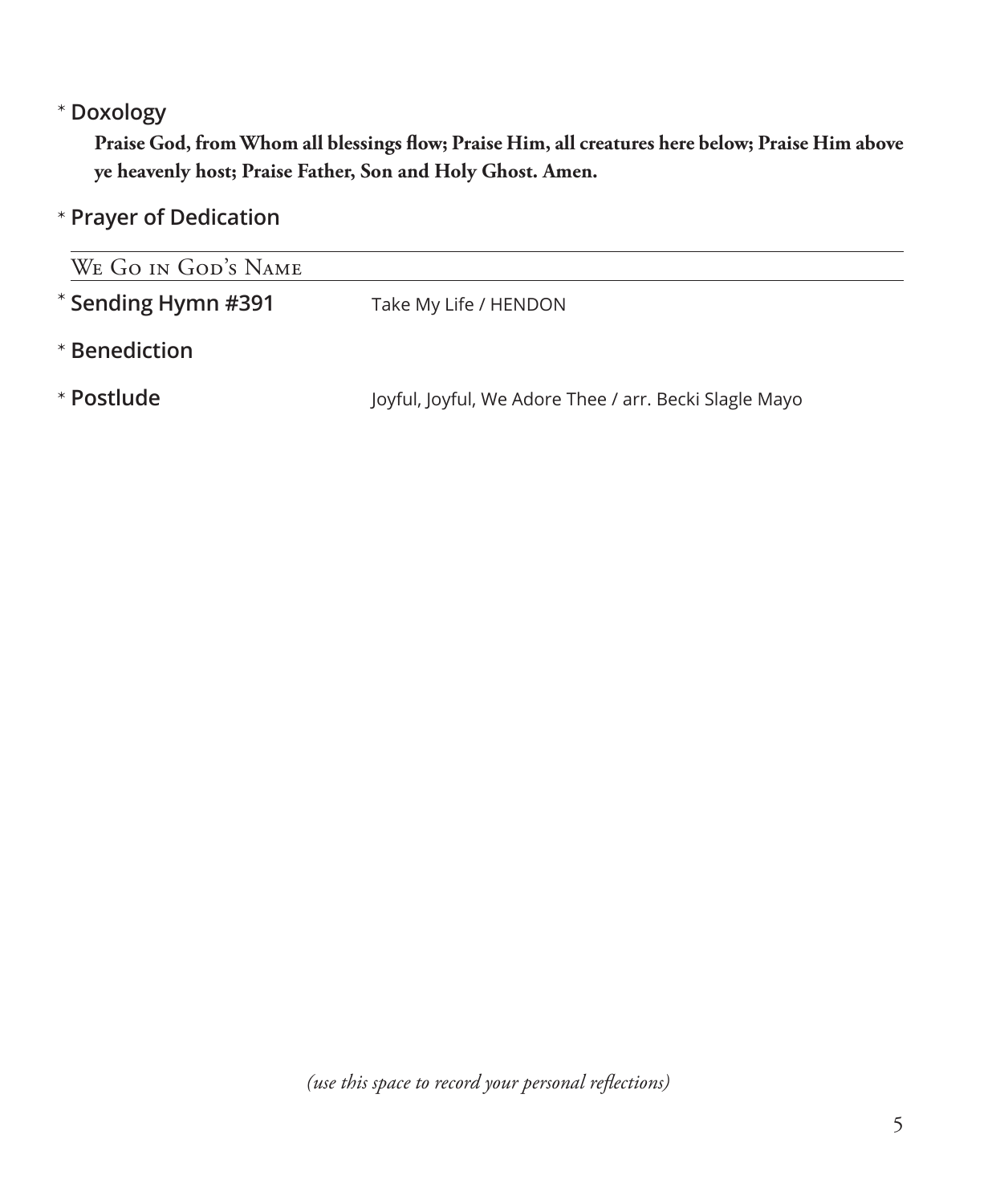\* **Doxology**

**Praise God, from Whom all blessings flow; Praise Him, all creatures here below; Praise Him above ye heavenly host; Praise Father, Son and Holy Ghost. Amen.**

\* **Prayer of Dedication**

## We Go in God's Name

\* **Sending Hymn #391** Take My Life / HENDON

\* **Benediction**

\* **Postlude** Joyful, Joyful, We Adore Thee / arr. Becki Slagle Mayo

*(use this space to record your personal reflections)*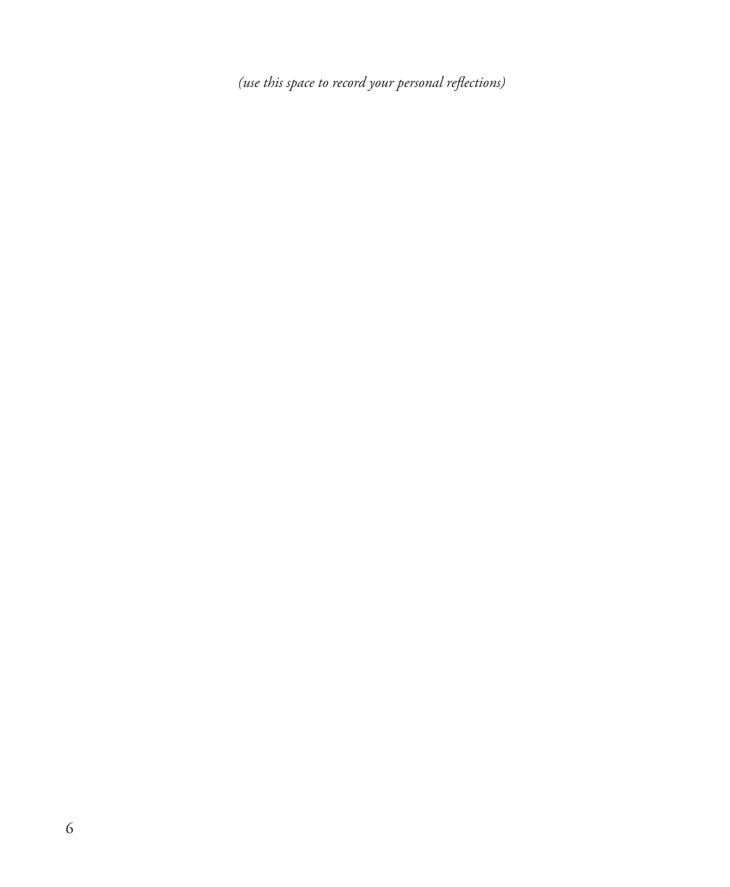*(use this space to record your personal reflections)*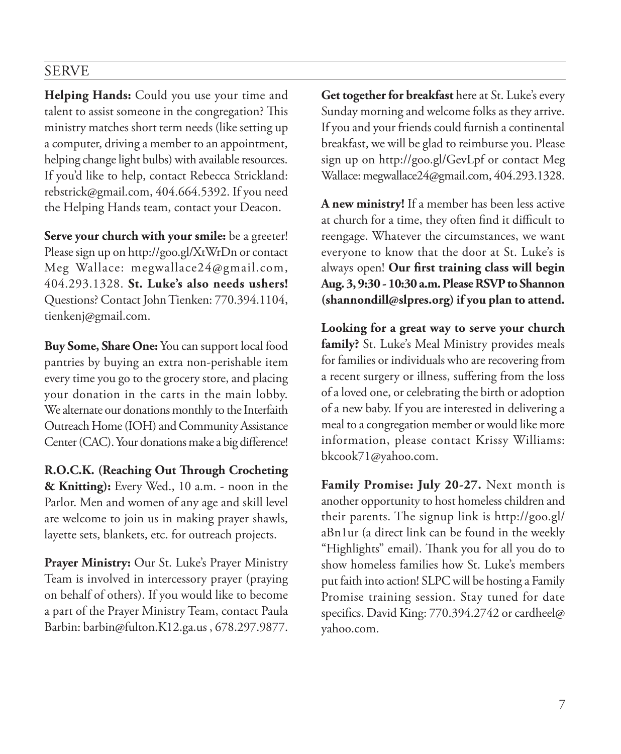## SERVE

**Helping Hands:** Could you use your time and talent to assist someone in the congregation? This ministry matches short term needs (like setting up a computer, driving a member to an appointment, helping change light bulbs) with available resources. If you'd like to help, contact Rebecca Strickland: rebstrick@gmail.com, 404.664.5392. If you need the Helping Hands team, contact your Deacon.

**Serve your church with your smile:** be a greeter! Please sign up on http://goo.gl/XtWrDn or contact Meg Wallace: megwallace24@gmail.com, 404.293.1328. **St. Luke's also needs ushers!** Questions? Contact John Tienken: 770.394.1104, tienkenj@gmail.com.

**Buy Some, Share One:** You can support local food pantries by buying an extra non-perishable item every time you go to the grocery store, and placing your donation in the carts in the main lobby. We alternate our donations monthly to the Interfaith Outreach Home (IOH) and Community Assistance Center (CAC). Your donations make a big difference!

**R.O.C.K. (Reaching Out Through Crocheting & Knitting):** Every Wed., 10 a.m. - noon in the Parlor. Men and women of any age and skill level are welcome to join us in making prayer shawls, layette sets, blankets, etc. for outreach projects.

**Prayer Ministry:** Our St. Luke's Prayer Ministry Team is involved in intercessory prayer (praying on behalf of others). If you would like to become a part of the Prayer Ministry Team, contact Paula Barbin: barbin@fulton.K12.ga.us , 678.297.9877.

**Get together for breakfast** here at St. Luke's every Sunday morning and welcome folks as they arrive. If you and your friends could furnish a continental breakfast, we will be glad to reimburse you. Please sign up on http://goo.gl/GevLpf or contact Meg Wallace: megwallace24@gmail.com, 404.293.1328.

**A new ministry!** If a member has been less active at church for a time, they often find it difficult to reengage. Whatever the circumstances, we want everyone to know that the door at St. Luke's is always open! **Our first training class will begin Aug. 3, 9:30 - 10:30 a.m. Please RSVP to Shannon (shannondill@slpres.org) if you plan to attend.**

**Looking for a great way to serve your church family?** St. Luke's Meal Ministry provides meals for families or individuals who are recovering from a recent surgery or illness, suffering from the loss of a loved one, or celebrating the birth or adoption of a new baby. If you are interested in delivering a meal to a congregation member or would like more information, please contact Krissy Williams: bkcook71@yahoo.com.

**Family Promise: July 20-27.** Next month is another opportunity to host homeless children and their parents. The signup link is http://goo.gl/aBn1ur (a direct link can be found in the weekly "Highlights" email). Thank you for all you do to show homeless families how St. Luke's members put faith into action! SLPC will be hosting a Family Promise training session. Stay tuned for date specifics. David King: 770.394.2742 or cardheel@yahoo.com.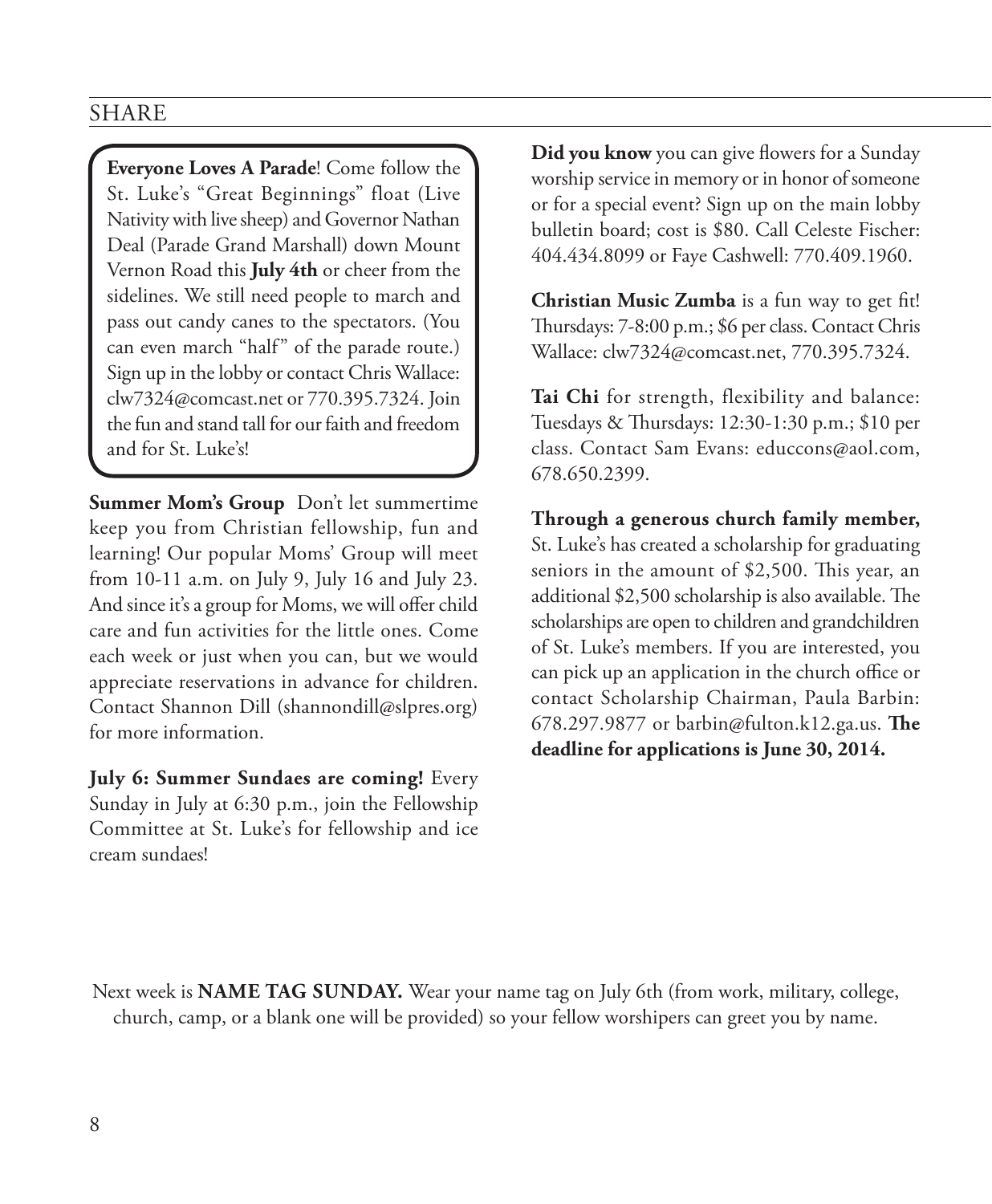## SHARE

**Everyone Loves A Parade**! Come follow the St. Luke's "Great Beginnings" float (Live Nativity with live sheep) and Governor Nathan Deal (Parade Grand Marshall) down Mount Vernon Road this **July 4th** or cheer from the sidelines. We still need people to march and pass out candy canes to the spectators. (You can even march "half" of the parade route.) Sign up in the lobby or contact Chris Wallace: clw7324@comcast.net or 770.395.7324. Join the fun and stand tall for our faith and freedom and for St. Luke's!

**Summer Mom's Group** Don't let summertime keep you from Christian fellowship, fun and learning! Our popular Moms' Group will meet from 10-11 a.m. on July 9, July 16 and July 23. And since it's a group for Moms, we will offer child care and fun activities for the little ones. Come each week or just when you can, but we would appreciate reservations in advance for children. Contact Shannon Dill (shannondill@slpres.org) for more information.

**July 6: Summer Sundaes are coming!** Every Sunday in July at 6:30 p.m., join the Fellowship Committee at St. Luke's for fellowship and ice cream sundaes!

**Did you know** you can give flowers for a Sunday worship service in memory or in honor of someone or for a special event? Sign up on the main lobby bulletin board; cost is $80. Call Celeste Fischer: 404.434.8099 or Faye Cashwell: 770.409.1960.

**Christian Music Zumba** is a fun way to get fit! Thursdays: 7-8:00 p.m.; $6 per class. Contact Chris Wallace: clw7324@comcast.net, 770.395.7324.

**Tai Chi** for strength, flexibility and balance: Tuesdays & Thursdays: 12:30-1:30 p.m.; $10 per class. Contact Sam Evans: educcons@aol.com, 678.650.2399.

**Through a generous church family member,** St. Luke's has created a scholarship for graduating seniors in the amount of $2,500. This year, an additional $2,500 scholarship is also available. The scholarships are open to children and grandchildren of St. Luke's members. If you are interested, you can pick up an application in the church office or contact Scholarship Chairman, Paula Barbin: 678.297.9877 or barbin@fulton.k12.ga.us. **The deadline for applications is June 30, 2014.**

Next week is **NAME TAG SUNDAY.** Wear your name tag on July 6th (from work, military, college, church, camp, or a blank one will be provided) so your fellow worshipers can greet you by name.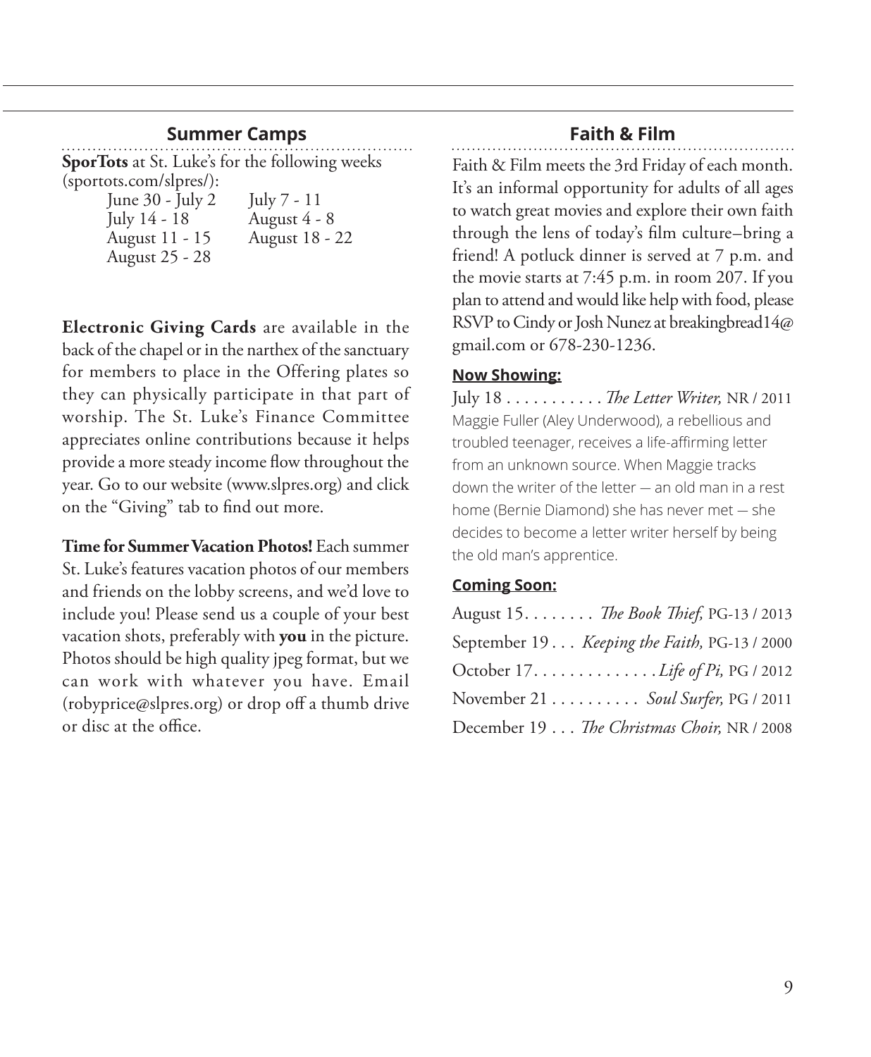## Summer Camps

**SporTots** at St. Luke's for the following weeks (sportots.com/slpres/):

| | |
|---|---|
| June 30 - July 2 | July 7 - 11 |
| July 14 - 18 | August 4 - 8 |
| August 11 - 15 | August 18 - 22 |
| August 25 - 28 | |

**Electronic Giving Cards** are available in the back of the chapel or in the narthex of the sanctuary for members to place in the Offering plates so they can physically participate in that part of worship. The St. Luke's Finance Committee appreciates online contributions because it helps provide a more steady income flow throughout the year. Go to our website (www.slpres.org) and click on the "Giving" tab to find out more.

**Time for Summer Vacation Photos!** Each summer St. Luke's features vacation photos of our members and friends on the lobby screens, and we'd love to include you! Please send us a couple of your best vacation shots, preferably with **you** in the picture. Photos should be high quality jpeg format, but we can work with whatever you have. Email (robyprice@slpres.org) or drop off a thumb drive or disc at the office.

## Faith & Film

Faith & Film meets the 3rd Friday of each month. It's an informal opportunity for adults of all ages to watch great movies and explore their own faith through the lens of today's film culture–bring a friend! A potluck dinner is served at 7 p.m. and the movie starts at 7:45 p.m. in room 207. If you plan to attend and would like help with food, please RSVP to Cindy or Josh Nunez at breakingbread14@gmail.com or 678-230-1236.

**Now Showing:**

July 18 . . . . . . . . . . . *The Letter Writer,* NR / 2011

Maggie Fuller (Aley Underwood), a rebellious and troubled teenager, receives a life-affirming letter from an unknown source. When Maggie tracks down the writer of the letter — an old man in a rest home (Bernie Diamond) she has never met — she decides to become a letter writer herself by being the old man's apprentice.

**Coming Soon:**

August 15. . . . . . . . *The Book Thief,* PG-13 / 2013

September 19 . . . *Keeping the Faith,* PG-13 / 2000

October 17. . . . . . . . . . . . . . *Life of Pi,* PG / 2012

November 21 . . . . . . . . . . *Soul Surfer,* PG / 2011

December 19 . . . *The Christmas Choir,* NR / 2008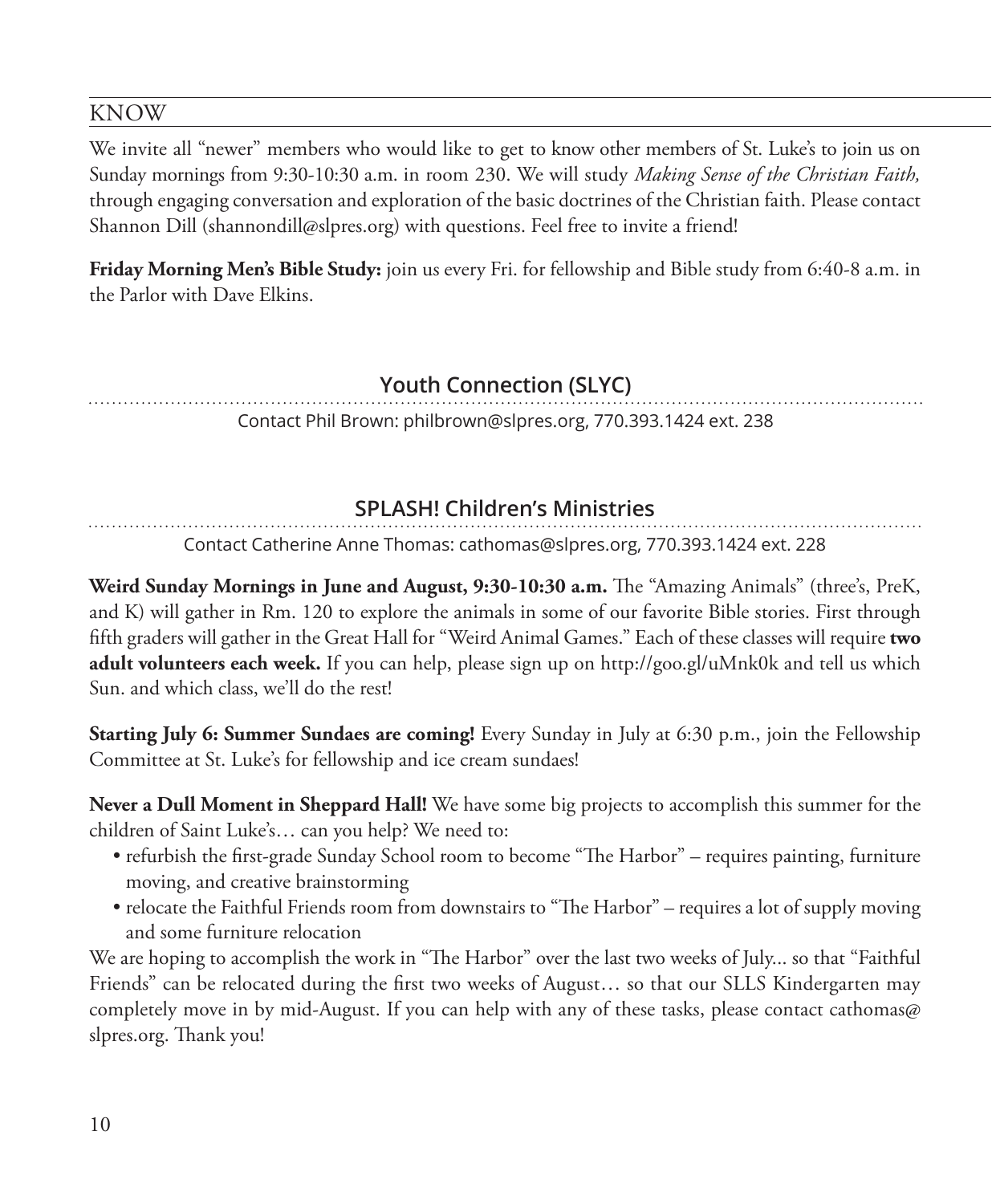## KNOW

We invite all "newer" members who would like to get to know other members of St. Luke's to join us on Sunday mornings from 9:30-10:30 a.m. in room 230. We will study *Making Sense of the Christian Faith,* through engaging conversation and exploration of the basic doctrines of the Christian faith. Please contact Shannon Dill (shannondill@slpres.org) with questions. Feel free to invite a friend!

**Friday Morning Men's Bible Study:** join us every Fri. for fellowship and Bible study from 6:40-8 a.m. in the Parlor with Dave Elkins.

## Youth Connection (SLYC)

Contact Phil Brown: philbrown@slpres.org, 770.393.1424 ext. 238

## SPLASH! Children's Ministries

Contact Catherine Anne Thomas: cathomas@slpres.org, 770.393.1424 ext. 228

**Weird Sunday Mornings in June and August, 9:30-10:30 a.m.** The "Amazing Animals" (three's, PreK, and K) will gather in Rm. 120 to explore the animals in some of our favorite Bible stories. First through fifth graders will gather in the Great Hall for "Weird Animal Games." Each of these classes will require **two adult volunteers each week.** If you can help, please sign up on http://goo.gl/uMnk0k and tell us which Sun. and which class, we'll do the rest!

**Starting July 6: Summer Sundaes are coming!** Every Sunday in July at 6:30 p.m., join the Fellowship Committee at St. Luke's for fellowship and ice cream sundaes!

**Never a Dull Moment in Sheppard Hall!** We have some big projects to accomplish this summer for the children of Saint Luke's… can you help? We need to:

- refurbish the first-grade Sunday School room to become "The Harbor" – requires painting, furniture moving, and creative brainstorming
- relocate the Faithful Friends room from downstairs to "The Harbor" – requires a lot of supply moving and some furniture relocation

We are hoping to accomplish the work in "The Harbor" over the last two weeks of July... so that "Faithful Friends" can be relocated during the first two weeks of August… so that our SLLS Kindergarten may completely move in by mid-August. If you can help with any of these tasks, please contact cathomas@slpres.org. Thank you!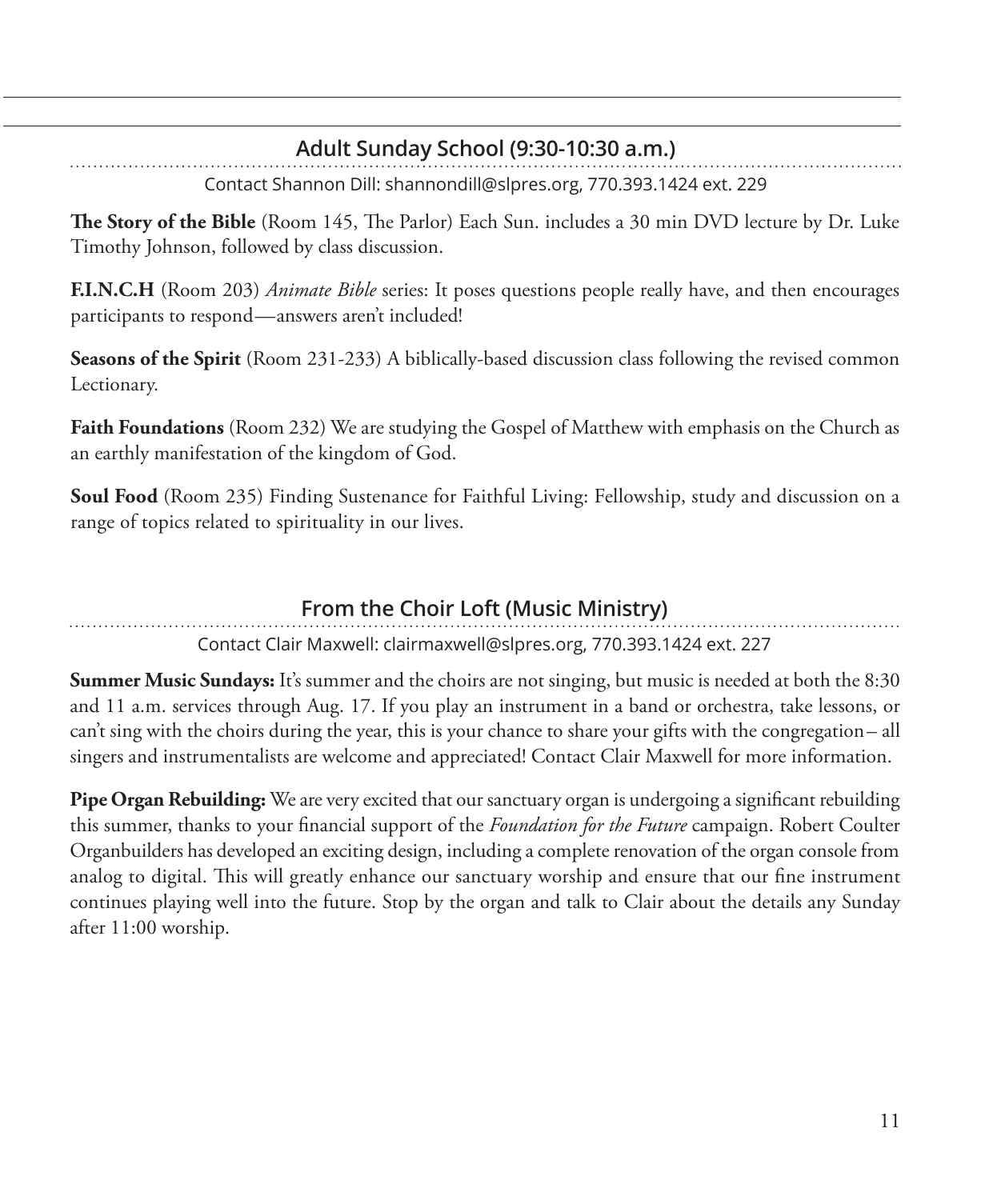## Adult Sunday School (9:30-10:30 a.m.)

Contact Shannon Dill: shannondill@slpres.org, 770.393.1424 ext. 229

**The Story of the Bible** (Room 145, The Parlor) Each Sun. includes a 30 min DVD lecture by Dr. Luke Timothy Johnson, followed by class discussion.

**F.I.N.C.H** (Room 203) *Animate Bible* series: It poses questions people really have, and then encourages participants to respond—answers aren't included!

**Seasons of the Spirit** (Room 231-233) A biblically-based discussion class following the revised common Lectionary.

**Faith Foundations** (Room 232) We are studying the Gospel of Matthew with emphasis on the Church as an earthly manifestation of the kingdom of God.

**Soul Food** (Room 235) Finding Sustenance for Faithful Living: Fellowship, study and discussion on a range of topics related to spirituality in our lives.

## From the Choir Loft (Music Ministry)

Contact Clair Maxwell: clairmaxwell@slpres.org, 770.393.1424 ext. 227

**Summer Music Sundays:** It's summer and the choirs are not singing, but music is needed at both the 8:30 and 11 a.m. services through Aug. 17. If you play an instrument in a band or orchestra, take lessons, or can't sing with the choirs during the year, this is your chance to share your gifts with the congregation– all singers and instrumentalists are welcome and appreciated! Contact Clair Maxwell for more information.

**Pipe Organ Rebuilding:** We are very excited that our sanctuary organ is undergoing a significant rebuilding this summer, thanks to your financial support of the *Foundation for the Future* campaign. Robert Coulter Organbuilders has developed an exciting design, including a complete renovation of the organ console from analog to digital. This will greatly enhance our sanctuary worship and ensure that our fine instrument continues playing well into the future. Stop by the organ and talk to Clair about the details any Sunday after 11:00 worship.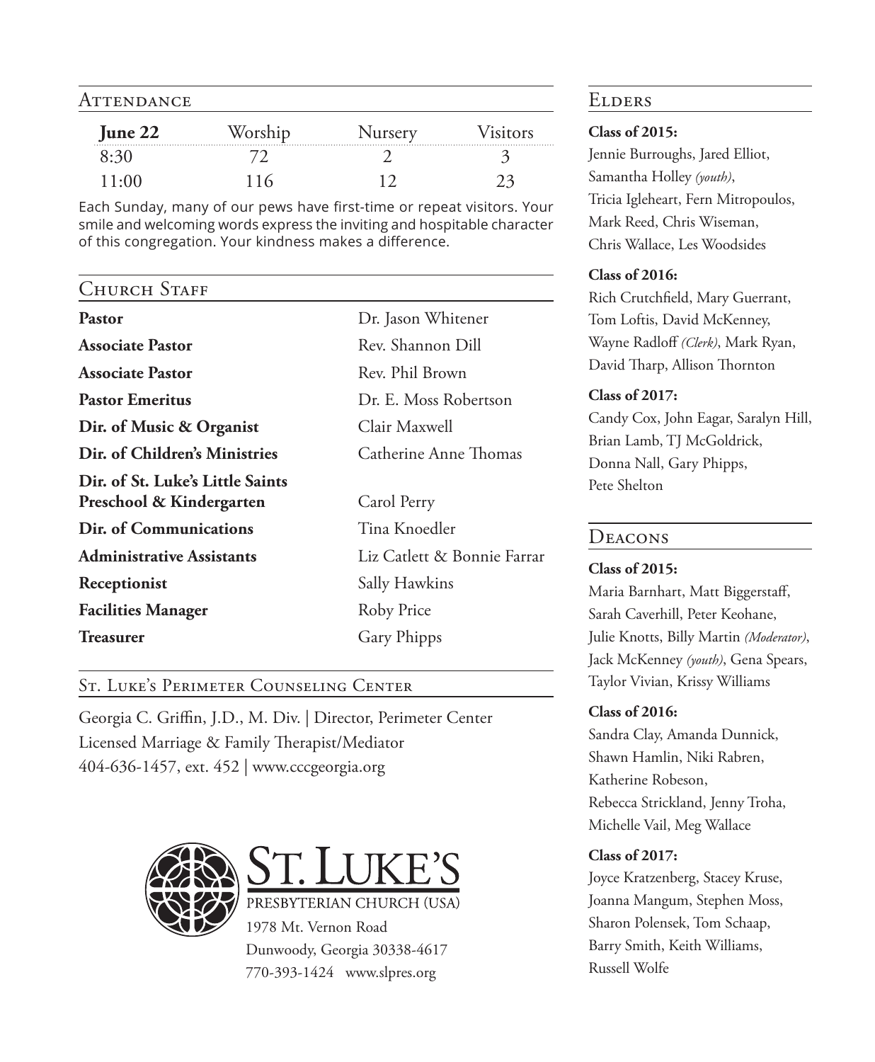## Attendance

| June 22 | Worship | Nursery | Visitors |
|---|---|---|---|
| 8:30 | 72 | 2 | 3 |
| 11:00 | 116 | 12 | 23 |

Each Sunday, many of our pews have first-time or repeat visitors. Your smile and welcoming words express the inviting and hospitable character of this congregation. Your kindness makes a difference.

## Church Staff

| | |
|---|---|
| **Pastor** | Dr. Jason Whitener |
| **Associate Pastor** | Rev. Shannon Dill |
| **Associate Pastor** | Rev. Phil Brown |
| **Pastor Emeritus** | Dr. E. Moss Robertson |
| **Dir. of Music & Organist** | Clair Maxwell |
| **Dir. of Children's Ministries** | Catherine Anne Thomas |
| **Dir. of St. Luke's Little Saints Preschool & Kindergarten** | Carol Perry |
| **Dir. of Communications** | Tina Knoedler |
| **Administrative Assistants** | Liz Catlett & Bonnie Farrar |
| **Receptionist** | Sally Hawkins |
| **Facilities Manager** | Roby Price |
| **Treasurer** | Gary Phipps |

## St. Luke's Perimeter Counseling Center

Georgia C. Griffin, J.D., M. Div. | Director, Perimeter Center
Licensed Marriage & Family Therapist/Mediator
404-636-1457, ext. 452 | www.cccgeorgia.org

St. Luke's
PRESBYTERIAN CHURCH (USA)
1978 Mt. Vernon Road
Dunwoody, Georgia 30338-4617
770-393-1424 www.slpres.org

## Elders

**Class of 2015:**
Jennie Burroughs, Jared Elliot, Samantha Holley *(youth)*, Tricia Igleheart, Fern Mitropoulos, Mark Reed, Chris Wiseman, Chris Wallace, Les Woodsides

**Class of 2016:**
Rich Crutchfield, Mary Guerrant, Tom Loftis, David McKenney, Wayne Radloff *(Clerk)*, Mark Ryan, David Tharp, Allison Thornton

**Class of 2017:**
Candy Cox, John Eagar, Saralyn Hill, Brian Lamb, TJ McGoldrick, Donna Nall, Gary Phipps, Pete Shelton

## Deacons

**Class of 2015:**
Maria Barnhart, Matt Biggerstaff, Sarah Caverhill, Peter Keohane, Julie Knotts, Billy Martin *(Moderator)*, Jack McKenney *(youth)*, Gena Spears, Taylor Vivian, Krissy Williams

**Class of 2016:**
Sandra Clay, Amanda Dunnick, Shawn Hamlin, Niki Rabren, Katherine Robeson, Rebecca Strickland, Jenny Troha, Michelle Vail, Meg Wallace

**Class of 2017:**
Joyce Kratzenberg, Stacey Kruse, Joanna Mangum, Stephen Moss, Sharon Polensek, Tom Schaap, Barry Smith, Keith Williams, Russell Wolfe